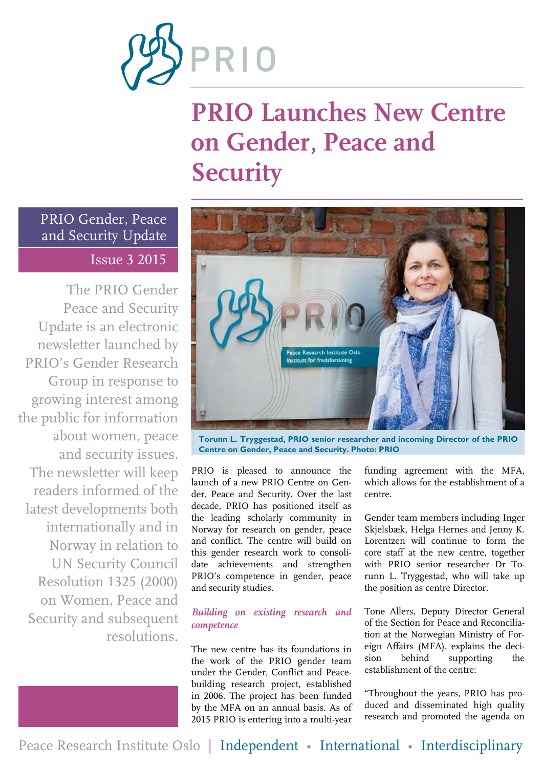# PRIO Launches New Centre on Gender, Peace and Security

PRIO Gender, Peace and Security Update

Issue 3 2015

The PRIO Gender Peace and Security Update is an electronic newsletter launched by PRIO's Gender Research Group in response to growing interest among the public for information about women, peace and security issues. The newsletter will keep readers informed of the latest developments both internationally and in Norway in relation to UN Security Council Resolution 1325 (2000) on Women, Peace and Security and subsequent resolutions.

**Torunn L. Tryggestad, PRIO senior researcher and incoming Director of the PRIO Centre on Gender, Peace and Security. Photo: PRIO**

PRIO is pleased to announce the launch of a new PRIO Centre on Gender, Peace and Security. Over the last decade, PRIO has positioned itself as the leading scholarly community in Norway for research on gender, peace and conflict. The centre will build on this gender research work to consolidate achievements and strengthen PRIO's competence in gender, peace and security studies.

### *Building on existing research and competence*

The new centre has its foundations in the work of the PRIO gender team under the Gender, Conflict and Peacebuilding research project, established in 2006. The project has been funded by the MFA on an annual basis. As of 2015 PRIO is entering into a multi-year funding agreement with the MFA, which allows for the establishment of a centre.

Gender team members including Inger Skjelsbæk, Helga Hernes and Jenny K. Lorentzen will continue to form the core staff at the new centre, together with PRIO senior researcher Dr Torunn L. Tryggestad, who will take up the position as centre Director.

Tone Allers, Deputy Director General of the Section for Peace and Reconciliation at the Norwegian Ministry of Foreign Affairs (MFA), explains the decision behind supporting the establishment of the centre:

"Throughout the years, PRIO has produced and disseminated high quality research and promoted the agenda on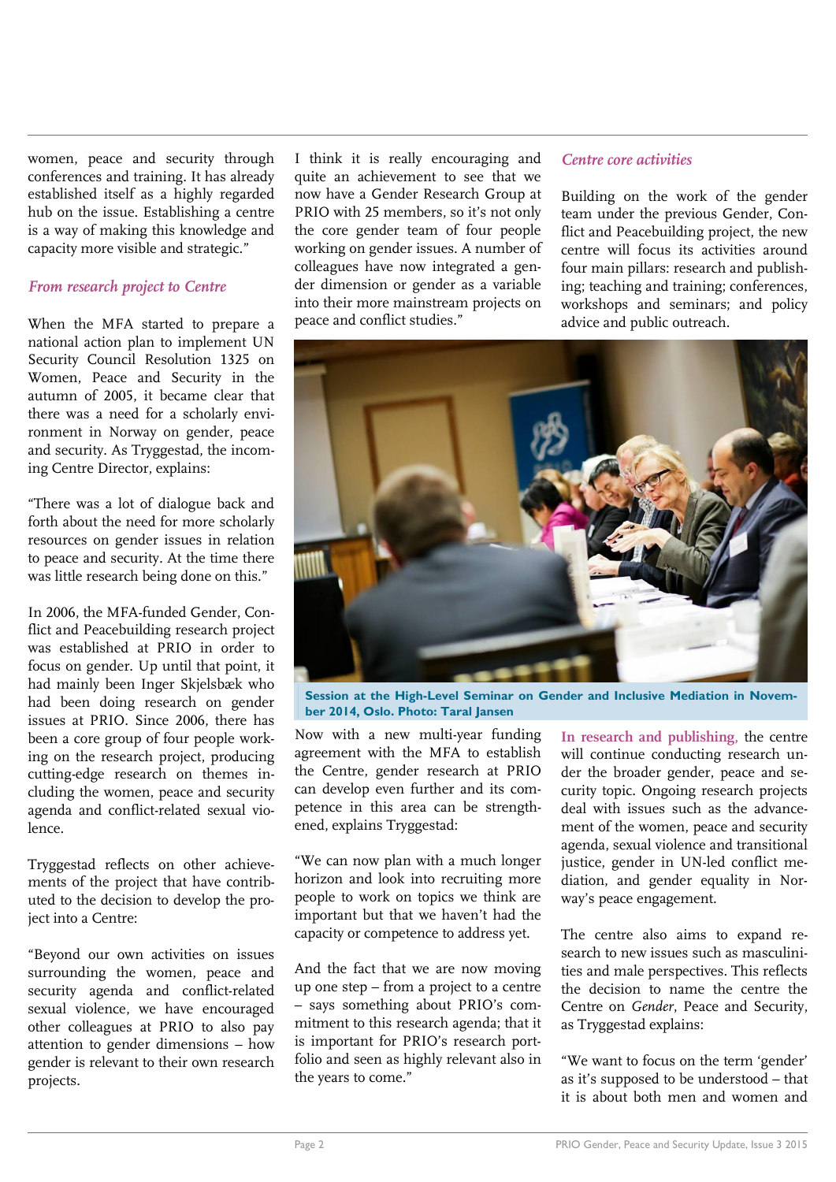women, peace and security through conferences and training. It has already established itself as a highly regarded hub on the issue. Establishing a centre is a way of making this knowledge and capacity more visible and strategic."

### *From research project to Centre*

When the MFA started to prepare a national action plan to implement UN Security Council Resolution 1325 on Women, Peace and Security in the autumn of 2005, it became clear that there was a need for a scholarly environment in Norway on gender, peace and security. As Tryggestad, the incoming Centre Director, explains:

"There was a lot of dialogue back and forth about the need for more scholarly resources on gender issues in relation to peace and security. At the time there was little research being done on this."

In 2006, the MFA-funded Gender, Conflict and Peacebuilding research project was established at PRIO in order to focus on gender. Up until that point, it had mainly been Inger Skjelsbæk who had been doing research on gender issues at PRIO. Since 2006, there has been a core group of four people working on the research project, producing cutting-edge research on themes including the women, peace and security agenda and conflict-related sexual violence.

Tryggestad reflects on other achievements of the project that have contributed to the decision to develop the project into a Centre:

"Beyond our own activities on issues surrounding the women, peace and security agenda and conflict-related sexual violence, we have encouraged other colleagues at PRIO to also pay attention to gender dimensions – how gender is relevant to their own research projects.

I think it is really encouraging and quite an achievement to see that we now have a Gender Research Group at PRIO with 25 members, so it's not only the core gender team of four people working on gender issues. A number of colleagues have now integrated a gender dimension or gender as a variable into their more mainstream projects on peace and conflict studies."

### *Centre core activities*

Building on the work of the gender team under the previous Gender, Conflict and Peacebuilding project, the new centre will focus its activities around four main pillars: research and publishing; teaching and training; conferences, workshops and seminars; and policy advice and public outreach.

**Session at the High-Level Seminar on Gender and Inclusive Mediation in November 2014, Oslo. Photo: Taral Jansen**

Now with a new multi-year funding agreement with the MFA to establish the Centre, gender research at PRIO can develop even further and its competence in this area can be strengthened, explains Tryggestad:

"We can now plan with a much longer horizon and look into recruiting more people to work on topics we think are important but that we haven't had the capacity or competence to address yet.

And the fact that we are now moving up one step – from a project to a centre – says something about PRIO's commitment to this research agenda; that it is important for PRIO's research portfolio and seen as highly relevant also in the years to come."

**In research and publishing,** the centre will continue conducting research under the broader gender, peace and security topic. Ongoing research projects deal with issues such as the advancement of the women, peace and security agenda, sexual violence and transitional justice, gender in UN-led conflict mediation, and gender equality in Norway's peace engagement.

The centre also aims to expand research to new issues such as masculinities and male perspectives. This reflects the decision to name the centre the Centre on *Gender*, Peace and Security, as Tryggestad explains:

"We want to focus on the term 'gender' as it's supposed to be understood – that it is about both men and women and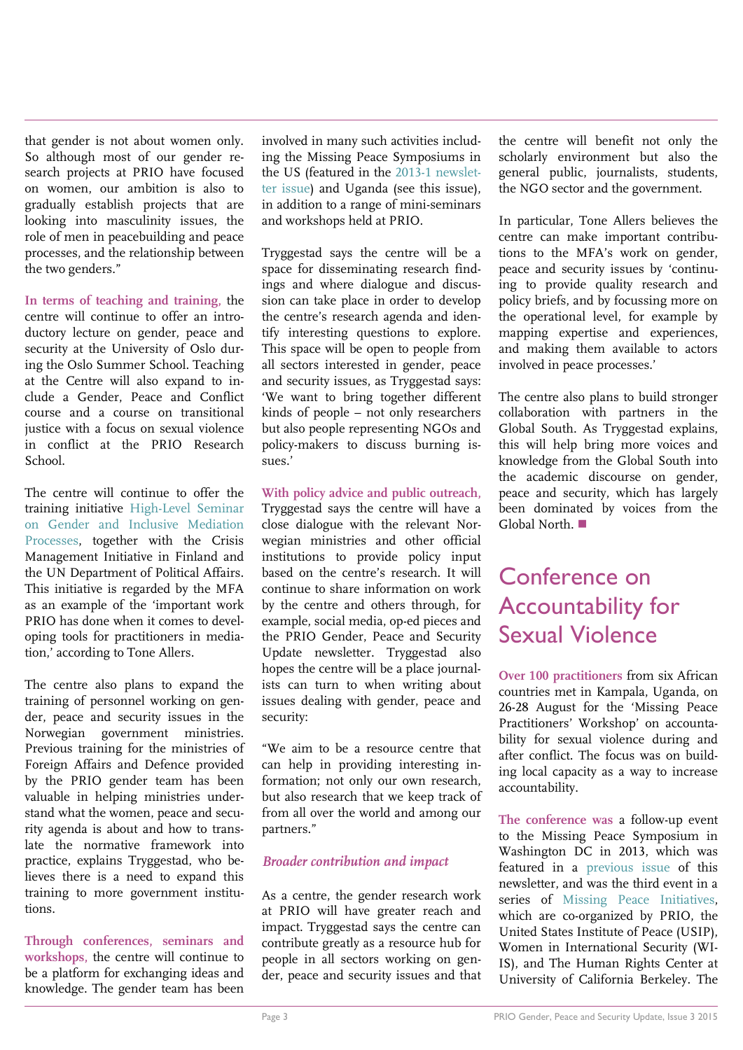that gender is not about women only. So although most of our gender research projects at PRIO have focused on women, our ambition is also to gradually establish projects that are looking into masculinity issues, the role of men in peacebuilding and peace processes, and the relationship between the two genders."

**In terms of teaching and training,** the centre will continue to offer an introductory lecture on gender, peace and security at the University of Oslo during the Oslo Summer School. Teaching at the Centre will also expand to include a Gender, Peace and Conflict course and a course on transitional justice with a focus on sexual violence in conflict at the PRIO Research School.

The centre will continue to offer the training initiative High-Level Seminar on Gender and Inclusive Mediation Processes, together with the Crisis Management Initiative in Finland and the UN Department of Political Affairs. This initiative is regarded by the MFA as an example of the 'important work PRIO has done when it comes to developing tools for practitioners in mediation,' according to Tone Allers.

The centre also plans to expand the training of personnel working on gender, peace and security issues in the Norwegian government ministries. Previous training for the ministries of Foreign Affairs and Defence provided by the PRIO gender team has been valuable in helping ministries understand what the women, peace and security agenda is about and how to translate the normative framework into practice, explains Tryggestad, who believes there is a need to expand this training to more government institutions.

**Through conferences, seminars and workshops,** the centre will continue to be a platform for exchanging ideas and knowledge. The gender team has been involved in many such activities including the Missing Peace Symposiums in the US (featured in the 2013-1 newsletter issue) and Uganda (see this issue), in addition to a range of mini-seminars and workshops held at PRIO.

Tryggestad says the centre will be a space for disseminating research findings and where dialogue and discussion can take place in order to develop the centre's research agenda and identify interesting questions to explore. This space will be open to people from all sectors interested in gender, peace and security issues, as Tryggestad says: 'We want to bring together different kinds of people – not only researchers but also people representing NGOs and policy-makers to discuss burning issues.'

**With policy advice and public outreach,** Tryggestad says the centre will have a close dialogue with the relevant Norwegian ministries and other official institutions to provide policy input based on the centre's research. It will continue to share information on work by the centre and others through, for example, social media, op-ed pieces and the PRIO Gender, Peace and Security Update newsletter. Tryggestad also hopes the centre will be a place journalists can turn to when writing about issues dealing with gender, peace and security:

"We aim to be a resource centre that can help in providing interesting information; not only our own research, but also research that we keep track of from all over the world and among our partners."

### *Broader contribution and impact*

As a centre, the gender research work at PRIO will have greater reach and impact. Tryggestad says the centre can contribute greatly as a resource hub for people in all sectors working on gender, peace and security issues and that the centre will benefit not only the scholarly environment but also the general public, journalists, students, the NGO sector and the government.

In particular, Tone Allers believes the centre can make important contributions to the MFA's work on gender, peace and security issues by 'continuing to provide quality research and policy briefs, and by focussing more on the operational level, for example by mapping expertise and experiences, and making them available to actors involved in peace processes.'

The centre also plans to build stronger collaboration with partners in the Global South. As Tryggestad explains, this will help bring more voices and knowledge from the Global South into the academic discourse on gender, peace and security, which has largely been dominated by voices from the Global North. ■

## Conference on Accountability for Sexual Violence

**Over 100 practitioners** from six African countries met in Kampala, Uganda, on 26-28 August for the 'Missing Peace Practitioners' Workshop' on accountability for sexual violence during and after conflict. The focus was on building local capacity as a way to increase accountability.

**The conference was** a follow-up event to the Missing Peace Symposium in Washington DC in 2013, which was featured in a previous issue of this newsletter, and was the third event in a series of Missing Peace Initiatives, which are co-organized by PRIO, the United States Institute of Peace (USIP), Women in International Security (WIIS), and The Human Rights Center at University of California Berkeley. The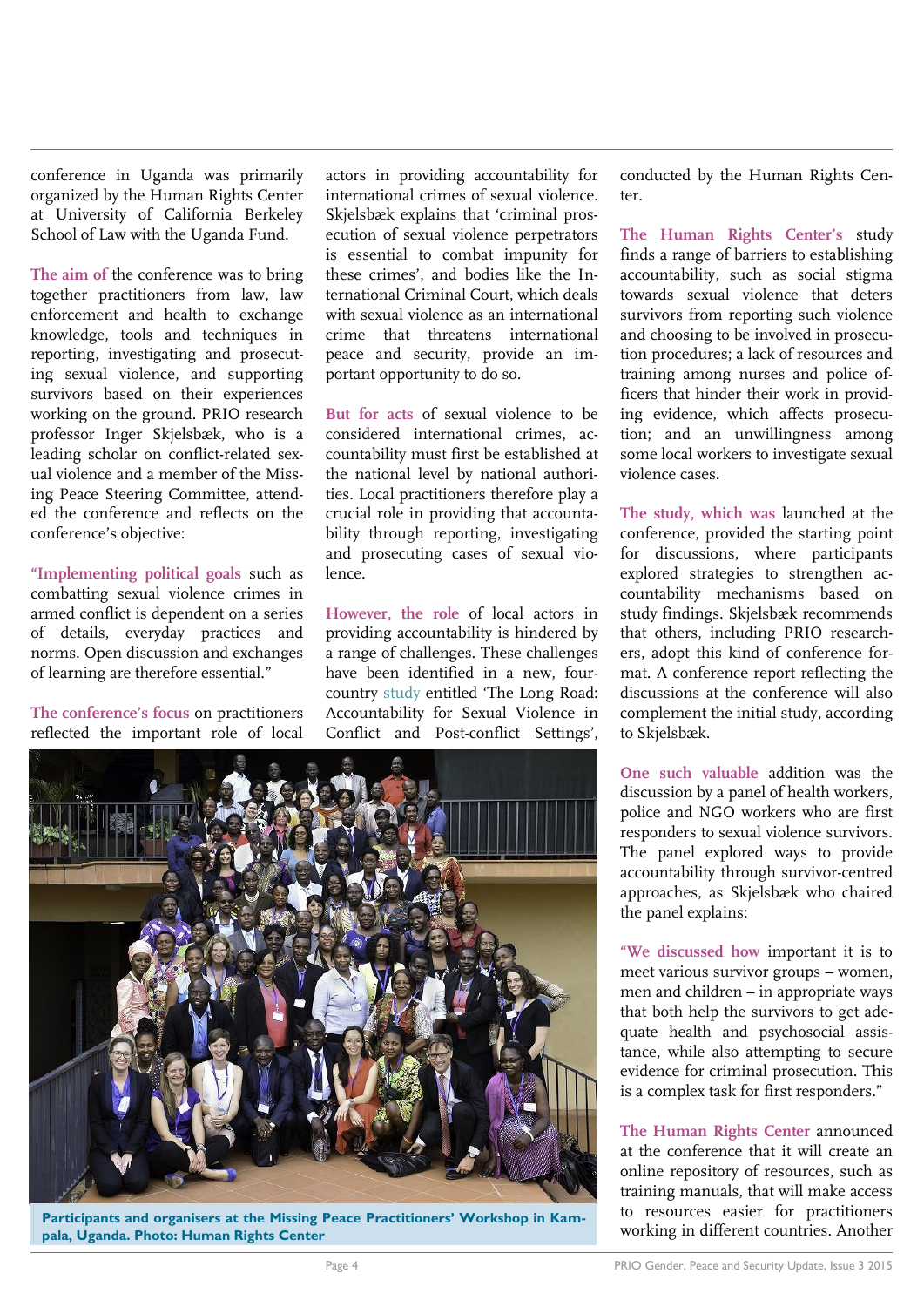conference in Uganda was primarily organized by the Human Rights Center at University of California Berkeley School of Law with the Uganda Fund.

**The aim of** the conference was to bring together practitioners from law, law enforcement and health to exchange knowledge, tools and techniques in reporting, investigating and prosecuting sexual violence, and supporting survivors based on their experiences working on the ground. PRIO research professor Inger Skjelsbæk, who is a leading scholar on conflict-related sexual violence and a member of the Missing Peace Steering Committee, attended the conference and reflects on the conference's objective:

**"Implementing political goals** such as combatting sexual violence crimes in armed conflict is dependent on a series of details, everyday practices and norms. Open discussion and exchanges of learning are therefore essential."

**The conference's focus** on practitioners reflected the important role of local actors in providing accountability for international crimes of sexual violence. Skjelsbæk explains that 'criminal prosecution of sexual violence perpetrators is essential to combat impunity for these crimes', and bodies like the International Criminal Court, which deals with sexual violence as an international crime that threatens international peace and security, provide an important opportunity to do so.

**But for acts** of sexual violence to be considered international crimes, accountability must first be established at the national level by national authorities. Local practitioners therefore play a crucial role in providing that accountability through reporting, investigating and prosecuting cases of sexual violence.

**However, the role** of local actors in providing accountability is hindered by a range of challenges. These challenges have been identified in a new, four-country study entitled 'The Long Road: Accountability for Sexual Violence in Conflict and Post-conflict Settings', conducted by the Human Rights Center.

**Participants and organisers at the Missing Peace Practitioners' Workshop in Kampala, Uganda. Photo: Human Rights Center**

**The Human Rights Center's** study finds a range of barriers to establishing accountability, such as social stigma towards sexual violence that deters survivors from reporting such violence and choosing to be involved in prosecution procedures; a lack of resources and training among nurses and police officers that hinder their work in providing evidence, which affects prosecution; and an unwillingness among some local workers to investigate sexual violence cases.

**The study, which was** launched at the conference, provided the starting point for discussions, where participants explored strategies to strengthen accountability mechanisms based on study findings. Skjelsbæk recommends that others, including PRIO researchers, adopt this kind of conference format. A conference report reflecting the discussions at the conference will also complement the initial study, according to Skjelsbæk.

**One such valuable** addition was the discussion by a panel of health workers, police and NGO workers who are first responders to sexual violence survivors. The panel explored ways to provide accountability through survivor-centred approaches, as Skjelsbæk who chaired the panel explains:

**"We discussed how** important it is to meet various survivor groups – women, men and children – in appropriate ways that both help the survivors to get adequate health and psychosocial assistance, while also attempting to secure evidence for criminal prosecution. This is a complex task for first responders."

**The Human Rights Center** announced at the conference that it will create an online repository of resources, such as training manuals, that will make access to resources easier for practitioners working in different countries. Another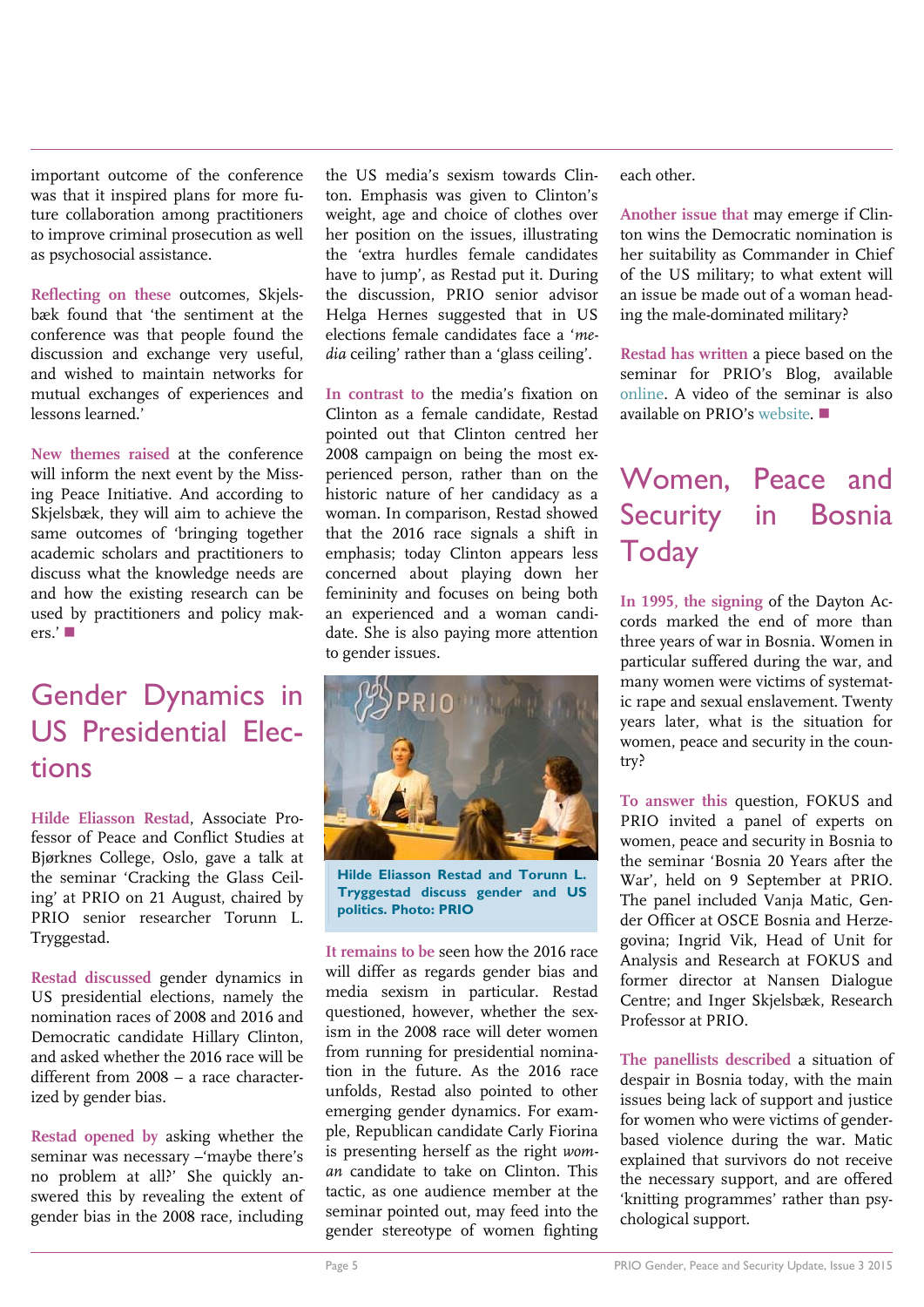important outcome of the conference was that it inspired plans for more future collaboration among practitioners to improve criminal prosecution as well as psychosocial assistance.

**Reflecting on these** outcomes, Skjelsbæk found that 'the sentiment at the conference was that people found the discussion and exchange very useful, and wished to maintain networks for mutual exchanges of experiences and lessons learned.'

**New themes raised** at the conference will inform the next event by the Missing Peace Initiative. And according to Skjelsbæk, they will aim to achieve the same outcomes of 'bringing together academic scholars and practitioners to discuss what the knowledge needs are and how the existing research can be used by practitioners and policy makers.' ■

## Gender Dynamics in US Presidential Elections

**Hilde Eliasson Restad**, Associate Professor of Peace and Conflict Studies at Bjørknes College, Oslo, gave a talk at the seminar 'Cracking the Glass Ceiling' at PRIO on 21 August, chaired by PRIO senior researcher Torunn L. Tryggestad.

**Restad discussed** gender dynamics in US presidential elections, namely the nomination races of 2008 and 2016 and Democratic candidate Hillary Clinton, and asked whether the 2016 race will be different from 2008 – a race characterized by gender bias.

**Restad opened by** asking whether the seminar was necessary –'maybe there's no problem at all?' She quickly answered this by revealing the extent of gender bias in the 2008 race, including the US media's sexism towards Clinton. Emphasis was given to Clinton's weight, age and choice of clothes over her position on the issues, illustrating the 'extra hurdles female candidates have to jump', as Restad put it. During the discussion, PRIO senior advisor Helga Hernes suggested that in US elections female candidates face a '*media* ceiling' rather than a 'glass ceiling'.

**In contrast to** the media's fixation on Clinton as a female candidate, Restad pointed out that Clinton centred her 2008 campaign on being the most experienced person, rather than on the historic nature of her candidacy as a woman. In comparison, Restad showed that the 2016 race signals a shift in emphasis; today Clinton appears less concerned about playing down her femininity and focuses on being both an experienced and a woman candidate. She is also paying more attention to gender issues.

**Hilde Eliasson Restad and Torunn L. Tryggestad discuss gender and US politics. Photo: PRIO**

**It remains to be** seen how the 2016 race will differ as regards gender bias and media sexism in particular. Restad questioned, however, whether the sexism in the 2008 race will deter women from running for presidential nomination in the future. As the 2016 race unfolds, Restad also pointed to other emerging gender dynamics. For example, Republican candidate Carly Fiorina is presenting herself as the right *woman* candidate to take on Clinton. This tactic, as one audience member at the seminar pointed out, may feed into the gender stereotype of women fighting each other.

**Another issue that** may emerge if Clinton wins the Democratic nomination is her suitability as Commander in Chief of the US military; to what extent will an issue be made out of a woman heading the male-dominated military?

**Restad has written** a piece based on the seminar for PRIO's Blog, available online. A video of the seminar is also available on PRIO's website. ■

## Women, Peace and Security in Bosnia Today

**In 1995, the signing** of the Dayton Accords marked the end of more than three years of war in Bosnia. Women in particular suffered during the war, and many women were victims of systematic rape and sexual enslavement. Twenty years later, what is the situation for women, peace and security in the country?

**To answer this** question, FOKUS and PRIO invited a panel of experts on women, peace and security in Bosnia to the seminar 'Bosnia 20 Years after the War', held on 9 September at PRIO. The panel included Vanja Matic, Gender Officer at OSCE Bosnia and Herzegovina; Ingrid Vik, Head of Unit for Analysis and Research at FOKUS and former director at Nansen Dialogue Centre; and Inger Skjelsbæk, Research Professor at PRIO.

**The panellists described** a situation of despair in Bosnia today, with the main issues being lack of support and justice for women who were victims of gender-based violence during the war. Matic explained that survivors do not receive the necessary support, and are offered 'knitting programmes' rather than psychological support.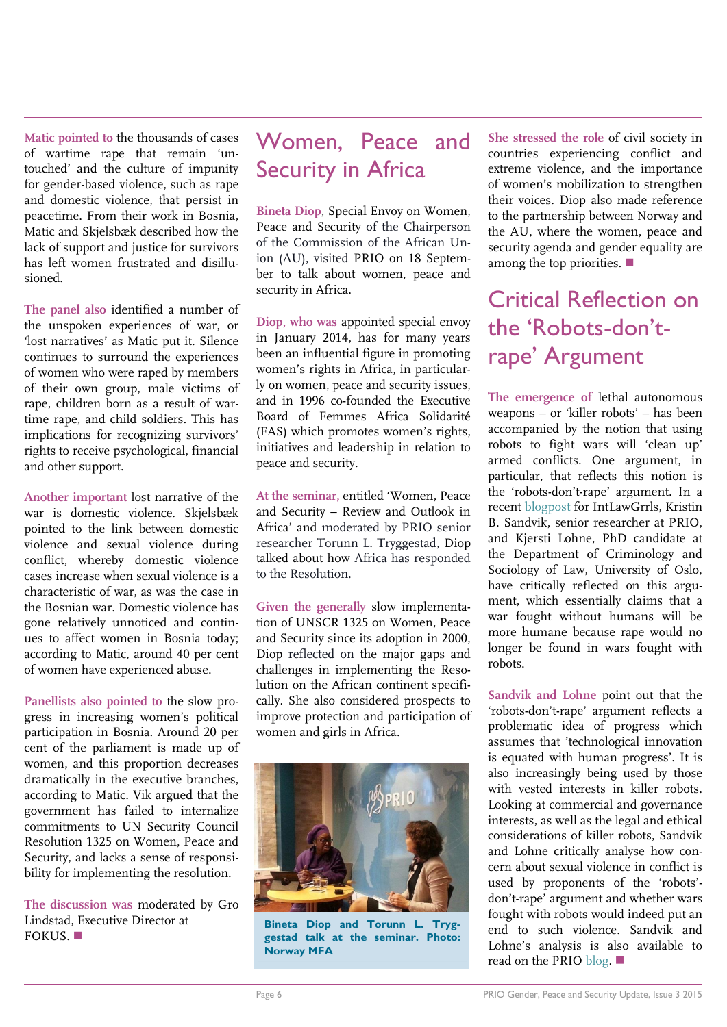Matic pointed to the thousands of cases of wartime rape that remain 'untouched' and the culture of impunity for gender-based violence, such as rape and domestic violence, that persist in peacetime. From their work in Bosnia, Matic and Skjelsbæk described how the lack of support and justice for survivors has left women frustrated and disillusioned.

The panel also identified a number of the unspoken experiences of war, or 'lost narratives' as Matic put it. Silence continues to surround the experiences of women who were raped by members of their own group, male victims of rape, children born as a result of wartime rape, and child soldiers. This has implications for recognizing survivors' rights to receive psychological, financial and other support.

Another important lost narrative of the war is domestic violence. Skjelsbæk pointed to the link between domestic violence and sexual violence during conflict, whereby domestic violence cases increase when sexual violence is a characteristic of war, as was the case in the Bosnian war. Domestic violence has gone relatively unnoticed and continues to affect women in Bosnia today; according to Matic, around 40 per cent of women have experienced abuse.

Panellists also pointed to the slow progress in increasing women's political participation in Bosnia. Around 20 per cent of the parliament is made up of women, and this proportion decreases dramatically in the executive branches, according to Matic. Vik argued that the government has failed to internalize commitments to UN Security Council Resolution 1325 on Women, Peace and Security, and lacks a sense of responsibility for implementing the resolution.

The discussion was moderated by Gro Lindstad, Executive Director at FOKUS. ■

# Women, Peace and Security in Africa

Bineta Diop, Special Envoy on Women, Peace and Security of the Chairperson of the Commission of the African Union (AU), visited PRIO on 18 September to talk about women, peace and security in Africa.

Diop, who was appointed special envoy in January 2014, has for many years been an influential figure in promoting women's rights in Africa, in particularly on women, peace and security issues, and in 1996 co-founded the Executive Board of Femmes Africa Solidarité (FAS) which promotes women's rights, initiatives and leadership in relation to peace and security.

At the seminar, entitled 'Women, Peace and Security – Review and Outlook in Africa' and moderated by PRIO senior researcher Torunn L. Tryggestad, Diop talked about how Africa has responded to the Resolution.

Given the generally slow implementation of UNSCR 1325 on Women, Peace and Security since its adoption in 2000, Diop reflected on the major gaps and challenges in implementing the Resolution on the African continent specifically. She also considered prospects to improve protection and participation of women and girls in Africa.

**Bineta Diop and Torunn L. Tryggestad talk at the seminar. Photo: Norway MFA**

She stressed the role of civil society in countries experiencing conflict and extreme violence, and the importance of women's mobilization to strengthen their voices. Diop also made reference to the partnership between Norway and the AU, where the women, peace and security agenda and gender equality are among the top priorities. ■

# Critical Reflection on the 'Robots-don't-rape' Argument

The emergence of lethal autonomous weapons – or 'killer robots' – has been accompanied by the notion that using robots to fight wars will 'clean up' armed conflicts. One argument, in particular, that reflects this notion is the 'robots-don't-rape' argument. In a recent blogpost for IntLawGrrls, Kristin B. Sandvik, senior researcher at PRIO, and Kjersti Lohne, PhD candidate at the Department of Criminology and Sociology of Law, University of Oslo, have critically reflected on this argument, which essentially claims that a war fought without humans will be more humane because rape would no longer be found in wars fought with robots.

Sandvik and Lohne point out that the 'robots-don't-rape' argument reflects a problematic idea of progress which assumes that 'technological innovation is equated with human progress'. It is also increasingly being used by those with vested interests in killer robots. Looking at commercial and governance interests, as well as the legal and ethical considerations of killer robots, Sandvik and Lohne critically analyse how concern about sexual violence in conflict is used by proponents of the 'robots'-don't-rape' argument and whether wars fought with robots would indeed put an end to such violence. Sandvik and Lohne's analysis is also available to read on the PRIO blog. ■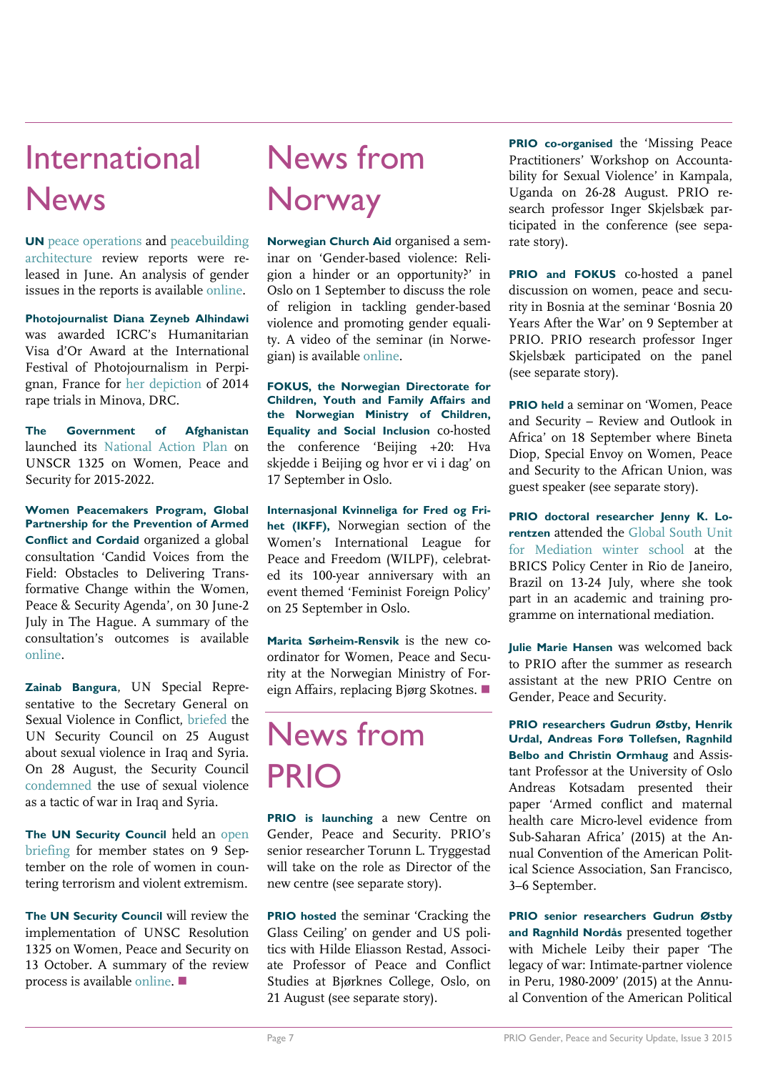# International News

**UN** peace operations and peacebuilding architecture review reports were released in June. An analysis of gender issues in the reports is available online.

**Photojournalist Diana Zeyneb Alhindawi** was awarded ICRC's Humanitarian Visa d'Or Award at the International Festival of Photojournalism in Perpignan, France for her depiction of 2014 rape trials in Minova, DRC.

**The Government of Afghanistan** launched its National Action Plan on UNSCR 1325 on Women, Peace and Security for 2015-2022.

**Women Peacemakers Program, Global Partnership for the Prevention of Armed Conflict and Cordaid** organized a global consultation 'Candid Voices from the Field: Obstacles to Delivering Transformative Change within the Women, Peace & Security Agenda', on 30 June-2 July in The Hague. A summary of the consultation's outcomes is available online.

**Zainab Bangura**, UN Special Representative to the Secretary General on Sexual Violence in Conflict, briefed the UN Security Council on 25 August about sexual violence in Iraq and Syria. On 28 August, the Security Council condemned the use of sexual violence as a tactic of war in Iraq and Syria.

**The UN Security Council** held an open briefing for member states on 9 September on the role of women in countering terrorism and violent extremism.

**The UN Security Council** will review the implementation of UNSC Resolution 1325 on Women, Peace and Security on 13 October. A summary of the review process is available online. ■

# News from Norway

**Norwegian Church Aid** organised a seminar on 'Gender-based violence: Religion a hinder or an opportunity?' in Oslo on 1 September to discuss the role of religion in tackling gender-based violence and promoting gender equality. A video of the seminar (in Norwegian) is available online.

**FOKUS, the Norwegian Directorate for Children, Youth and Family Affairs and the Norwegian Ministry of Children, Equality and Social Inclusion** co-hosted the conference 'Beijing +20: Hva skjedde i Beijing og hvor er vi i dag' on 17 September in Oslo.

**Internasjonal Kvinneliga for Fred og Frihet (IKFF),** Norwegian section of the Women's International League for Peace and Freedom (WILPF), celebrated its 100-year anniversary with an event themed 'Feminist Foreign Policy' on 25 September in Oslo.

**Marita Sørheim-Rensvik** is the new coordinator for Women, Peace and Security at the Norwegian Ministry of Foreign Affairs, replacing Bjørg Skotnes. ■

# News from PRIO

**PRIO is launching** a new Centre on Gender, Peace and Security. PRIO's senior researcher Torunn L. Tryggestad will take on the role as Director of the new centre (see separate story).

**PRIO hosted** the seminar 'Cracking the Glass Ceiling' on gender and US politics with Hilde Eliasson Restad, Associate Professor of Peace and Conflict Studies at Bjørknes College, Oslo, on 21 August (see separate story).

**PRIO co-organised** the 'Missing Peace Practitioners' Workshop on Accountability for Sexual Violence' in Kampala, Uganda on 26-28 August. PRIO research professor Inger Skjelsbæk participated in the conference (see separate story).

**PRIO and FOKUS** co-hosted a panel discussion on women, peace and security in Bosnia at the seminar 'Bosnia 20 Years After the War' on 9 September at PRIO. PRIO research professor Inger Skjelsbæk participated on the panel (see separate story).

**PRIO held** a seminar on 'Women, Peace and Security – Review and Outlook in Africa' on 18 September where Bineta Diop, Special Envoy on Women, Peace and Security to the African Union, was guest speaker (see separate story).

**PRIO doctoral researcher Jenny K. Lorentzen** attended the Global South Unit for Mediation winter school at the BRICS Policy Center in Rio de Janeiro, Brazil on 13-24 July, where she took part in an academic and training programme on international mediation.

**Julie Marie Hansen** was welcomed back to PRIO after the summer as research assistant at the new PRIO Centre on Gender, Peace and Security.

**PRIO researchers Gudrun Østby, Henrik Urdal, Andreas Forø Tollefsen, Ragnhild Belbo and Christin Ormhaug** and Assistant Professor at the University of Oslo Andreas Kotsadam presented their paper 'Armed conflict and maternal health care Micro-level evidence from Sub-Saharan Africa' (2015) at the Annual Convention of the American Political Science Association, San Francisco, 3–6 September.

**PRIO senior researchers Gudrun Østby and Ragnhild Nordås** presented together with Michele Leiby their paper 'The legacy of war: Intimate-partner violence in Peru, 1980-2009' (2015) at the Annual Convention of the American Political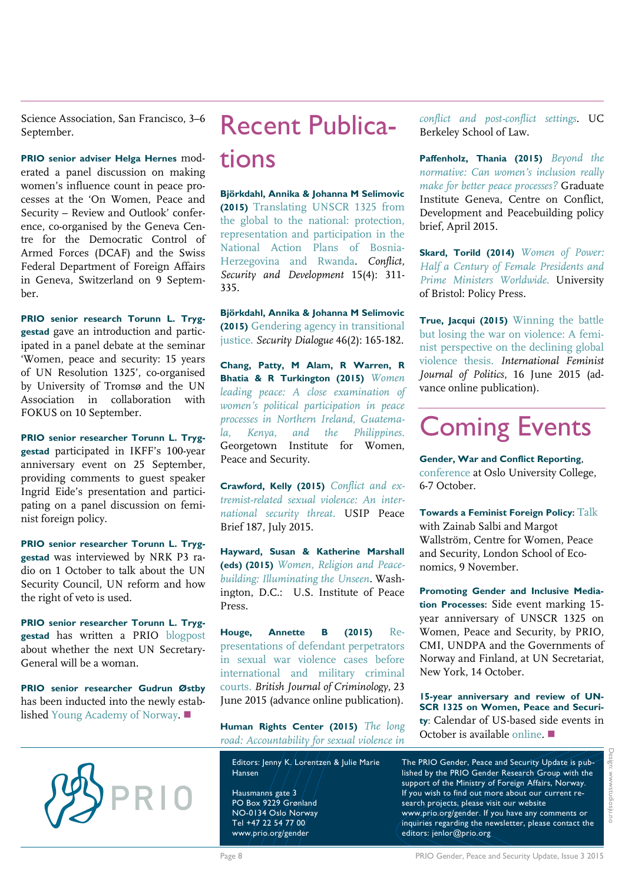Science Association, San Francisco, 3–6 September.

**PRIO senior adviser Helga Hernes** moderated a panel discussion on making women's influence count in peace processes at the 'On Women, Peace and Security – Review and Outlook' conference, co-organised by the Geneva Centre for the Democratic Control of Armed Forces (DCAF) and the Swiss Federal Department of Foreign Affairs in Geneva, Switzerland on 9 September.

**PRIO senior research Torunn L. Tryggestad** gave an introduction and participated in a panel debate at the seminar 'Women, peace and security: 15 years of UN Resolution 1325', co-organised by University of Tromsø and the UN Association in collaboration with FOKUS on 10 September.

**PRIO senior researcher Torunn L. Tryggestad** participated in IKFF's 100-year anniversary event on 25 September, providing comments to guest speaker Ingrid Eide's presentation and participating on a panel discussion on feminist foreign policy.

**PRIO senior researcher Torunn L. Tryggestad** was interviewed by NRK P3 radio on 1 October to talk about the UN Security Council, UN reform and how the right of veto is used.

**PRIO senior researcher Torunn L. Tryggestad** has written a PRIO blogpost about whether the next UN Secretary-General will be a woman.

**PRIO senior researcher Gudrun Østby** has been inducted into the newly established Young Academy of Norway. ■

# Recent Publications

**Björkdahl, Annika & Johanna M Selimovic (2015)** Translating UNSCR 1325 from the global to the national: protection, representation and participation in the National Action Plans of Bosnia-Herzegovina and Rwanda. *Conflict, Security and Development* 15(4): 311-335.

**Björkdahl, Annika & Johanna M Selimovic (2015)** Gendering agency in transitional justice. *Security Dialogue* 46(2): 165-182.

**Chang, Patty, M Alam, R Warren, R Bhatia & R Turkington (2015)** *Women leading peace: A close examination of women's political participation in peace processes in Northern Ireland, Guatemala, Kenya, and the Philippines.* Georgetown Institute for Women, Peace and Security.

**Crawford, Kelly (2015)** *Conflict and extremist-related sexual violence: An international security threat.* USIP Peace Brief 187, July 2015.

**Hayward, Susan & Katherine Marshall (eds) (2015)** *Women, Religion and Peacebuilding: Illuminating the Unseen*. Washington, D.C.: U.S. Institute of Peace Press.

**Houge, Annette B (2015)** Representations of defendant perpetrators in sexual war violence cases before international and military criminal courts. *British Journal of Criminology*, 23 June 2015 (advance online publication).

**Human Rights Center (2015)** *The long road: Accountability for sexual violence in conflict and post-conflict settings*. UC Berkeley School of Law.

**Paffenholz, Thania (2015)** *Beyond the normative: Can women's inclusion really make for better peace processes?* Graduate Institute Geneva, Centre on Conflict, Development and Peacebuilding policy brief, April 2015.

**Skard, Torild (2014)** *Women of Power: Half a Century of Female Presidents and Prime Ministers Worldwide.* University of Bristol: Policy Press.

**True, Jacqui (2015)** Winning the battle but losing the war on violence: A feminist perspective on the declining global violence thesis. *International Feminist Journal of Politics*, 16 June 2015 (advance online publication).

# Coming Events

**Gender, War and Conflict Reporting**, conference at Oslo University College, 6-7 October.

**Towards a Feminist Foreign Policy**: Talk with Zainab Salbi and Margot Wallström, Centre for Women, Peace and Security, London School of Economics, 9 November.

**Promoting Gender and Inclusive Mediation Processes**: Side event marking 15-year anniversary of UNSCR 1325 on Women, Peace and Security, by PRIO, CMI, UNDPA and the Governments of Norway and Finland, at UN Secretariat, New York, 14 October.

**15-year anniversary and review of UNSCR 1325 on Women, Peace and Security**: Calendar of US-based side events in October is available online. ■

PRIO

Editors: Jenny K. Lorentzen & Julie Marie Hansen

Hausmanns gate 3
PO Box 9229 Grønland
NO-0134 Oslo Norway
Tel +47 22 54 77 00
www.prio.org/gender

The PRIO Gender, Peace and Security Update is published by the PRIO Gender Research Group with the support of the Ministry of Foreign Affairs, Norway. If you wish to find out more about our current research projects, please visit our website www.prio.org/gender. If you have any comments or inquiries regarding the newsletter, please contact the editors: jenlor@prio.org

Design: www.studiosju.no